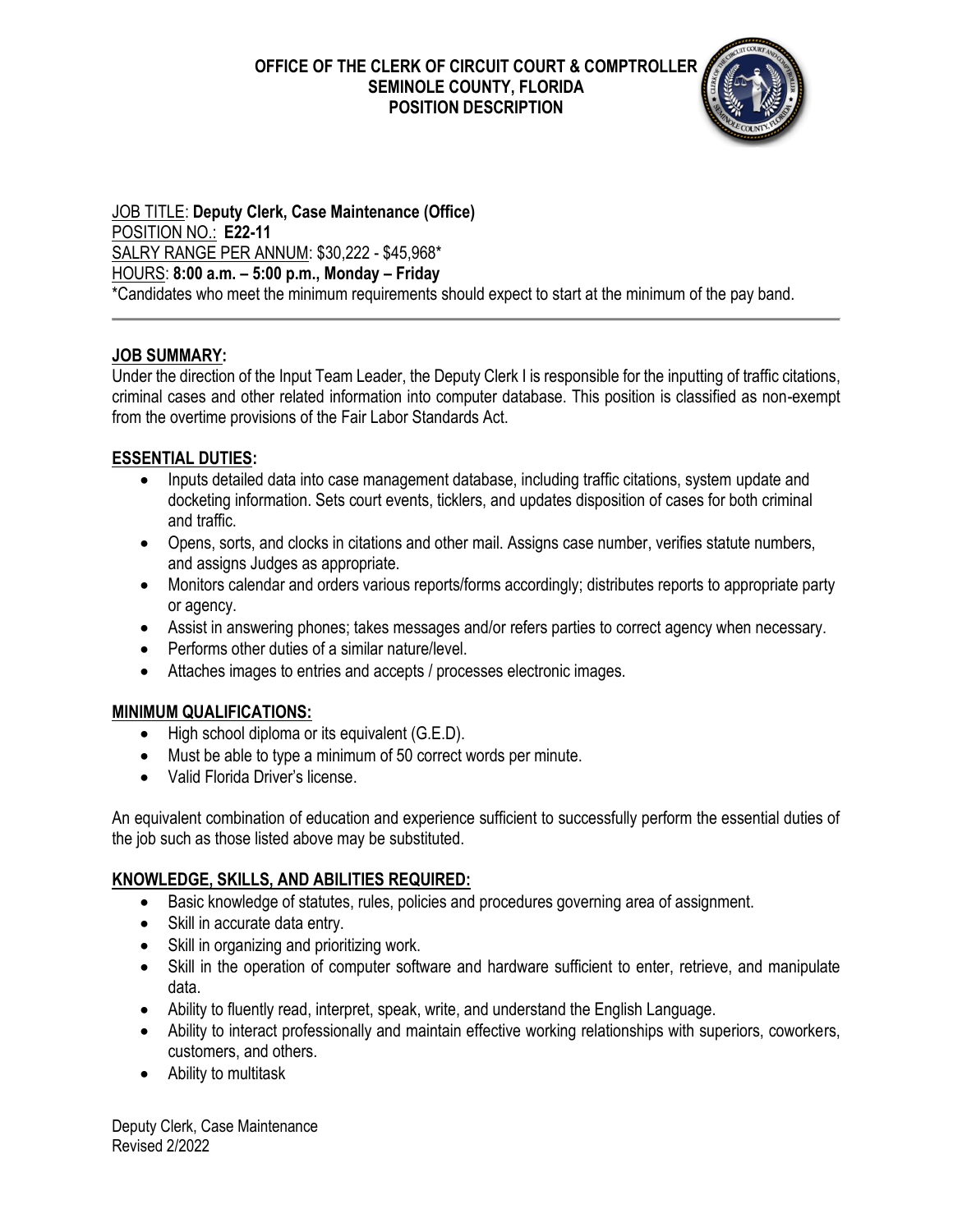# OFFICE OF THE CLERK OF CIRCUIT COURT & COMPTROLLER
## SEMINOLE COUNTY, FLORIDA
## POSITION DESCRIPTION

JOB TITLE: **Deputy Clerk, Case Maintenance (Office)**
POSITION NO.: **E22-11**
SALRY RANGE PER ANNUM: $30,222 - $45,968*
HOURS: **8:00 a.m. – 5:00 p.m., Monday – Friday**
*Candidates who meet the minimum requirements should expect to start at the minimum of the pay band.

---

**JOB SUMMARY:**

Under the direction of the Input Team Leader, the Deputy Clerk I is responsible for the inputting of traffic citations, criminal cases and other related information into computer database. This position is classified as non-exempt from the overtime provisions of the Fair Labor Standards Act.

**ESSENTIAL DUTIES:**

- Inputs detailed data into case management database, including traffic citations, system update and docketing information. Sets court events, ticklers, and updates disposition of cases for both criminal and traffic.
- Opens, sorts, and clocks in citations and other mail. Assigns case number, verifies statute numbers, and assigns Judges as appropriate.
- Monitors calendar and orders various reports/forms accordingly; distributes reports to appropriate party or agency.
- Assist in answering phones; takes messages and/or refers parties to correct agency when necessary.
- Performs other duties of a similar nature/level.
- Attaches images to entries and accepts / processes electronic images.

**MINIMUM QUALIFICATIONS:**

- High school diploma or its equivalent (G.E.D).
- Must be able to type a minimum of 50 correct words per minute.
- Valid Florida Driver's license.

An equivalent combination of education and experience sufficient to successfully perform the essential duties of the job such as those listed above may be substituted.

**KNOWLEDGE, SKILLS, AND ABILITIES REQUIRED:**

- Basic knowledge of statutes, rules, policies and procedures governing area of assignment.
- Skill in accurate data entry.
- Skill in organizing and prioritizing work.
- Skill in the operation of computer software and hardware sufficient to enter, retrieve, and manipulate data.
- Ability to fluently read, interpret, speak, write, and understand the English Language.
- Ability to interact professionally and maintain effective working relationships with superiors, coworkers, customers, and others.
- Ability to multitask

Deputy Clerk, Case Maintenance
Revised 2/2022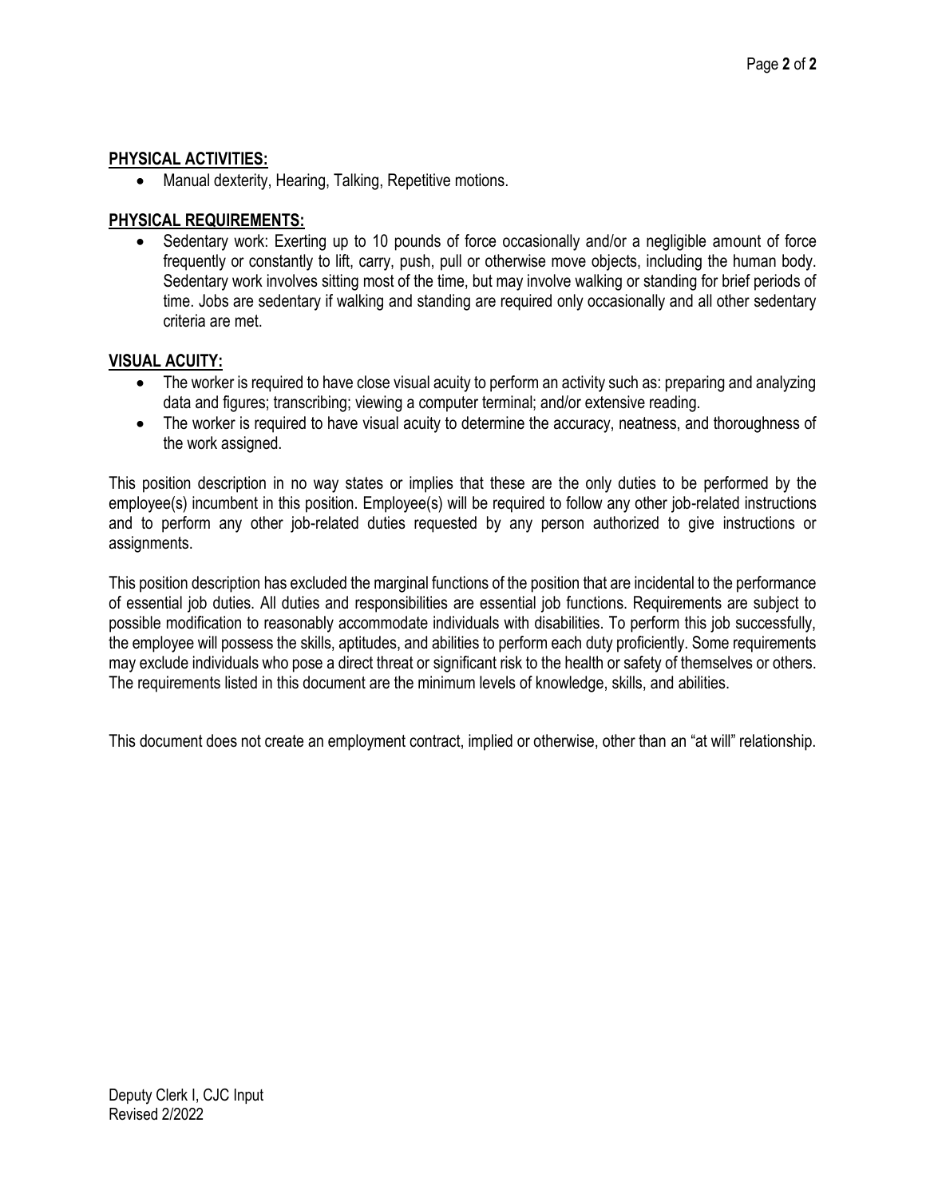## PHYSICAL ACTIVITIES:

- Manual dexterity, Hearing, Talking, Repetitive motions.

## PHYSICAL REQUIREMENTS:

- Sedentary work: Exerting up to 10 pounds of force occasionally and/or a negligible amount of force frequently or constantly to lift, carry, push, pull or otherwise move objects, including the human body. Sedentary work involves sitting most of the time, but may involve walking or standing for brief periods of time. Jobs are sedentary if walking and standing are required only occasionally and all other sedentary criteria are met.

## VISUAL ACUITY:

- The worker is required to have close visual acuity to perform an activity such as: preparing and analyzing data and figures; transcribing; viewing a computer terminal; and/or extensive reading.
- The worker is required to have visual acuity to determine the accuracy, neatness, and thoroughness of the work assigned.

This position description in no way states or implies that these are the only duties to be performed by the employee(s) incumbent in this position. Employee(s) will be required to follow any other job-related instructions and to perform any other job-related duties requested by any person authorized to give instructions or assignments.

This position description has excluded the marginal functions of the position that are incidental to the performance of essential job duties. All duties and responsibilities are essential job functions. Requirements are subject to possible modification to reasonably accommodate individuals with disabilities. To perform this job successfully, the employee will possess the skills, aptitudes, and abilities to perform each duty proficiently. Some requirements may exclude individuals who pose a direct threat or significant risk to the health or safety of themselves or others. The requirements listed in this document are the minimum levels of knowledge, skills, and abilities.

This document does not create an employment contract, implied or otherwise, other than an "at will" relationship.